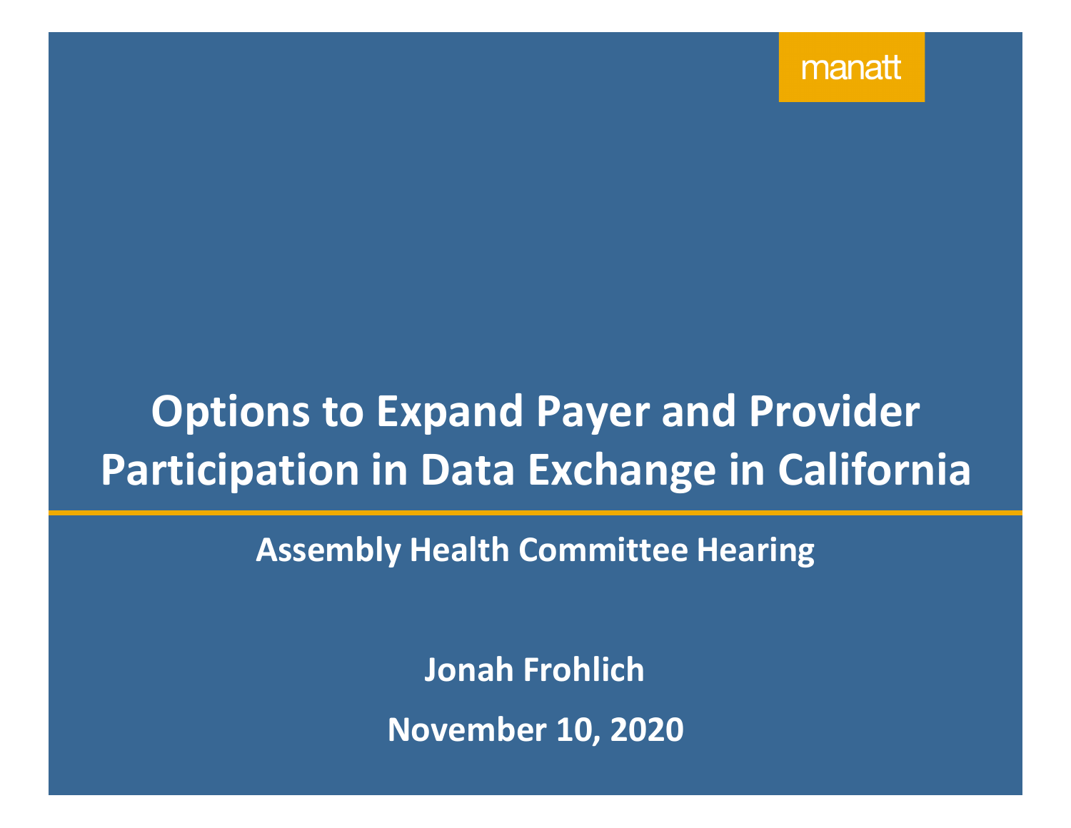manatt

# Options to Expand Payer and Provider Participation in Data Exchange in California

**Assembly Health Committee Hearing**

**Jonah Frohlich**

**November 10, 2020**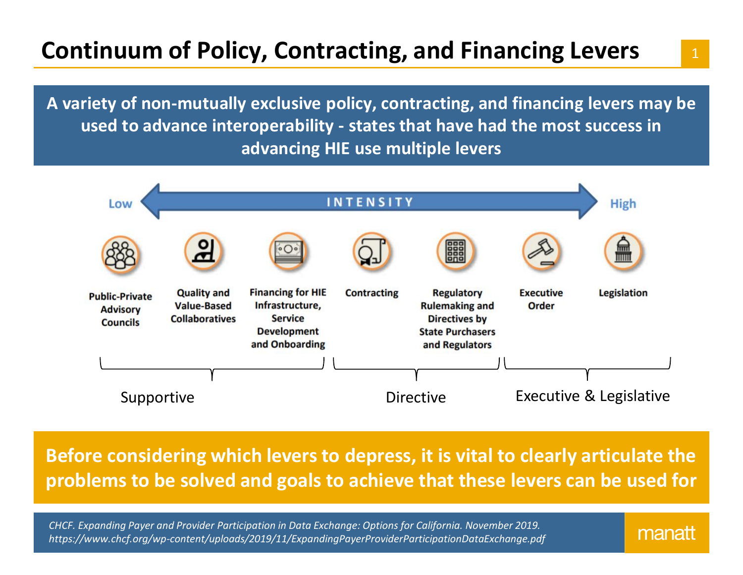# Continuum of Policy, Contracting, and Financing Levers

**A variety of non-mutually exclusive policy, contracting, and financing levers may be used to advance interoperability - states that have had the most success in advancing HIE use multiple levers**

Low ← INTENSITY → High

- **Supportive**
  - Public-Private Advisory Councils
  - Quality and Value-Based Collaboratives
  - Financing for HIE Infrastructure, Service Development and Onboarding
- **Directive**
  - Contracting
  - Regulatory Rulemaking and Directives by State Purchasers and Regulators
- **Executive & Legislative**
  - Executive Order
  - Legislation

**Before considering which levers to depress, it is vital to clearly articulate the problems to be solved and goals to achieve that these levers can be used for**

*CHCF. Expanding Payer and Provider Participation in Data Exchange: Options for California. November 2019. https://www.chcf.org/wp-content/uploads/2019/11/ExpandingPayerProviderParticipationDataExchange.pdf*

manatt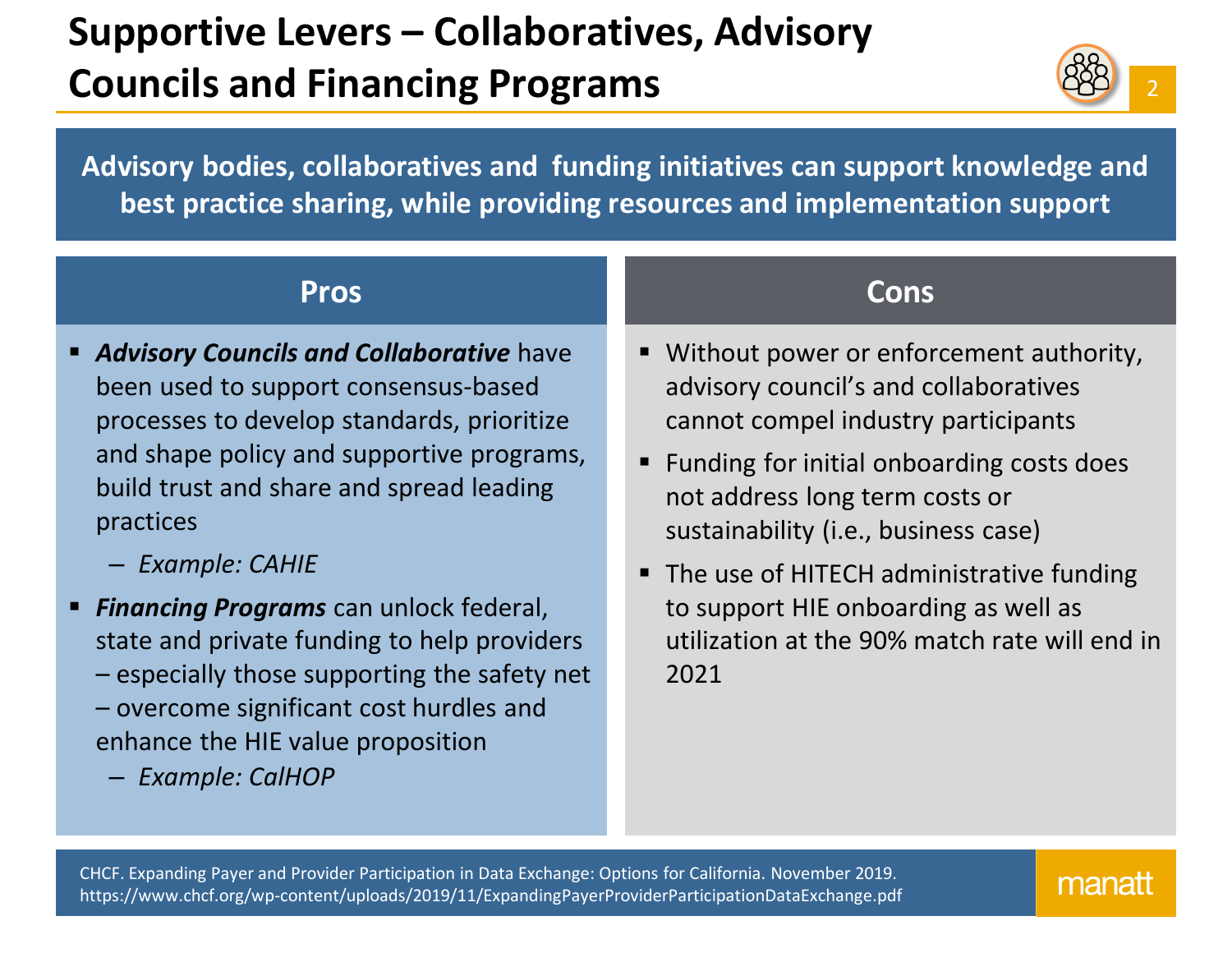# Supportive Levers – Collaboratives, Advisory Councils and Financing Programs

**Advisory bodies, collaboratives and funding initiatives can support knowledge and best practice sharing, while providing resources and implementation support**

## Pros

- ***Advisory Councils and Collaborative*** have been used to support consensus-based processes to develop standards, prioritize and shape policy and supportive programs, build trust and share and spread leading practices
  - *Example: CAHIE*
- ***Financing Programs*** can unlock federal, state and private funding to help providers – especially those supporting the safety net – overcome significant cost hurdles and enhance the HIE value proposition
  - *Example: CalHOP*

## Cons

- Without power or enforcement authority, advisory council's and collaboratives cannot compel industry participants
- Funding for initial onboarding costs does not address long term costs or sustainability (i.e., business case)
- The use of HITECH administrative funding to support HIE onboarding as well as utilization at the 90% match rate will end in 2021

CHCF. Expanding Payer and Provider Participation in Data Exchange: Options for California. November 2019. https://www.chcf.org/wp-content/uploads/2019/11/ExpandingPayerProviderParticipationDataExchange.pdf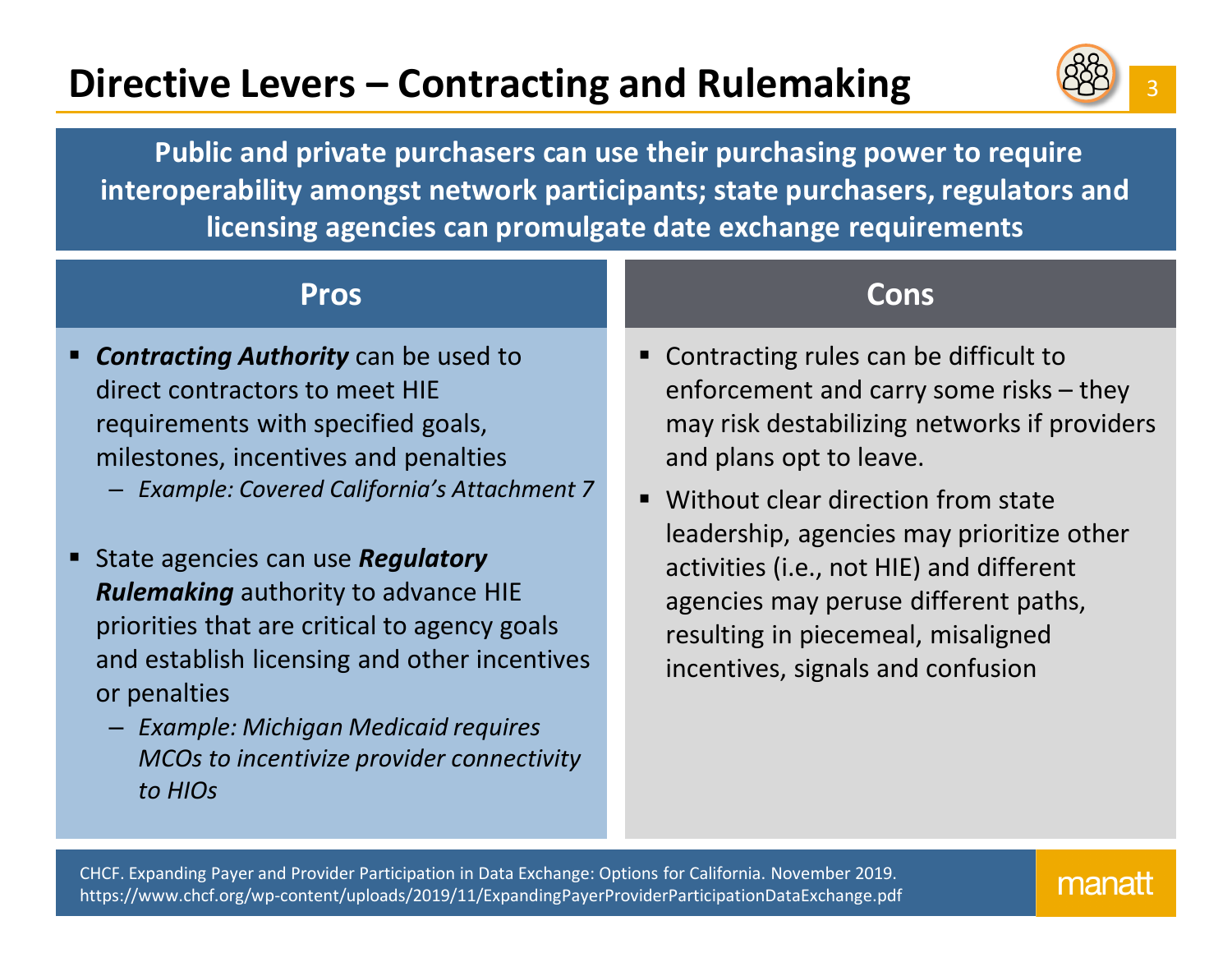# Directive Levers – Contracting and Rulemaking

**Public and private purchasers can use their purchasing power to require interoperability amongst network participants; state purchasers, regulators and licensing agencies can promulgate date exchange requirements**

## Pros

- ***Contracting Authority*** can be used to direct contractors to meet HIE requirements with specified goals, milestones, incentives and penalties
  - *Example: Covered California's Attachment 7*
- State agencies can use ***Regulatory Rulemaking*** authority to advance HIE priorities that are critical to agency goals and establish licensing and other incentives or penalties
  - *Example: Michigan Medicaid requires MCOs to incentivize provider connectivity to HIOs*

## Cons

- Contracting rules can be difficult to enforcement and carry some risks – they may risk destabilizing networks if providers and plans opt to leave.
- Without clear direction from state leadership, agencies may prioritize other activities (i.e., not HIE) and different agencies may peruse different paths, resulting in piecemeal, misaligned incentives, signals and confusion

CHCF. Expanding Payer and Provider Participation in Data Exchange: Options for California. November 2019. https://www.chcf.org/wp-content/uploads/2019/11/ExpandingPayerProviderParticipationDataExchange.pdf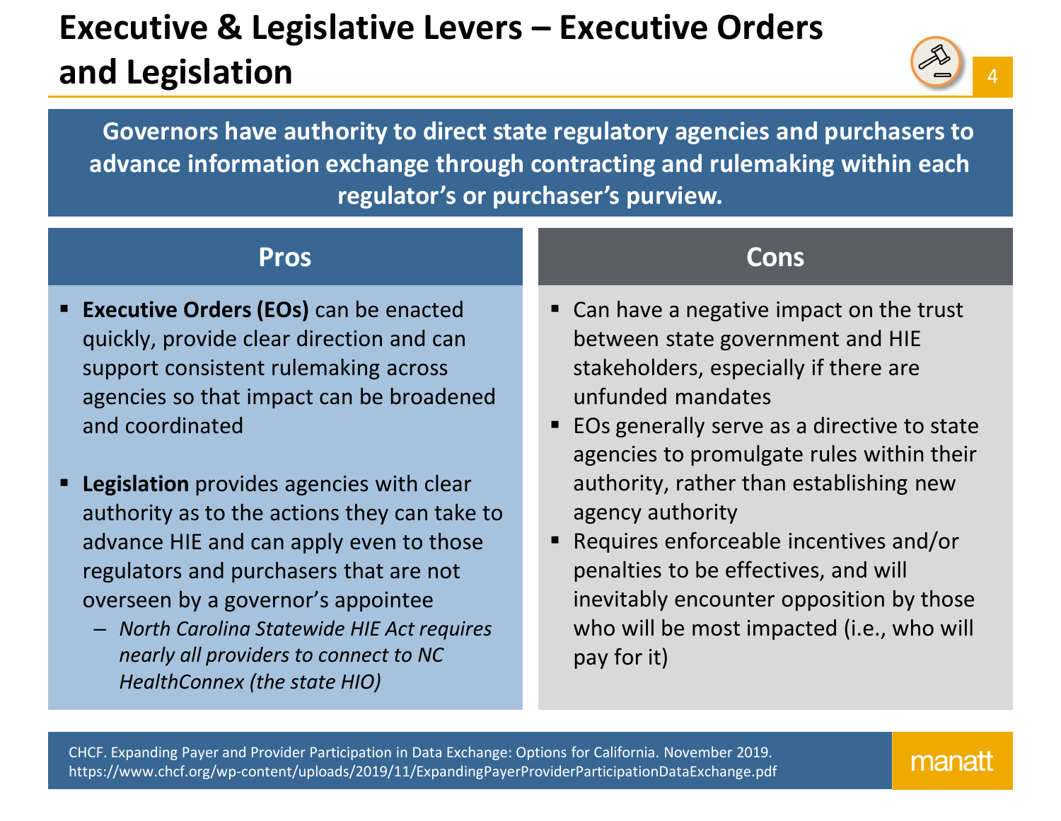# Executive & Legislative Levers – Executive Orders and Legislation

**Governors have authority to direct state regulatory agencies and purchasers to advance information exchange through contracting and rulemaking within each regulator's or purchaser's purview.**

## Pros

- **Executive Orders (EOs)** can be enacted quickly, provide clear direction and can support consistent rulemaking across agencies so that impact can be broadened and coordinated
- **Legislation** provides agencies with clear authority as to the actions they can take to advance HIE and can apply even to those regulators and purchasers that are not overseen by a governor's appointee
  - *North Carolina Statewide HIE Act requires nearly all providers to connect to NC HealthConnex (the state HIO)*

## Cons

- Can have a negative impact on the trust between state government and HIE stakeholders, especially if there are unfunded mandates
- EOs generally serve as a directive to state agencies to promulgate rules within their authority, rather than establishing new agency authority
- Requires enforceable incentives and/or penalties to be effectives, and will inevitably encounter opposition by those who will be most impacted (i.e., who will pay for it)

CHCF. Expanding Payer and Provider Participation in Data Exchange: Options for California. November 2019. https://www.chcf.org/wp-content/uploads/2019/11/ExpandingPayerProviderParticipationDataExchange.pdf

manatt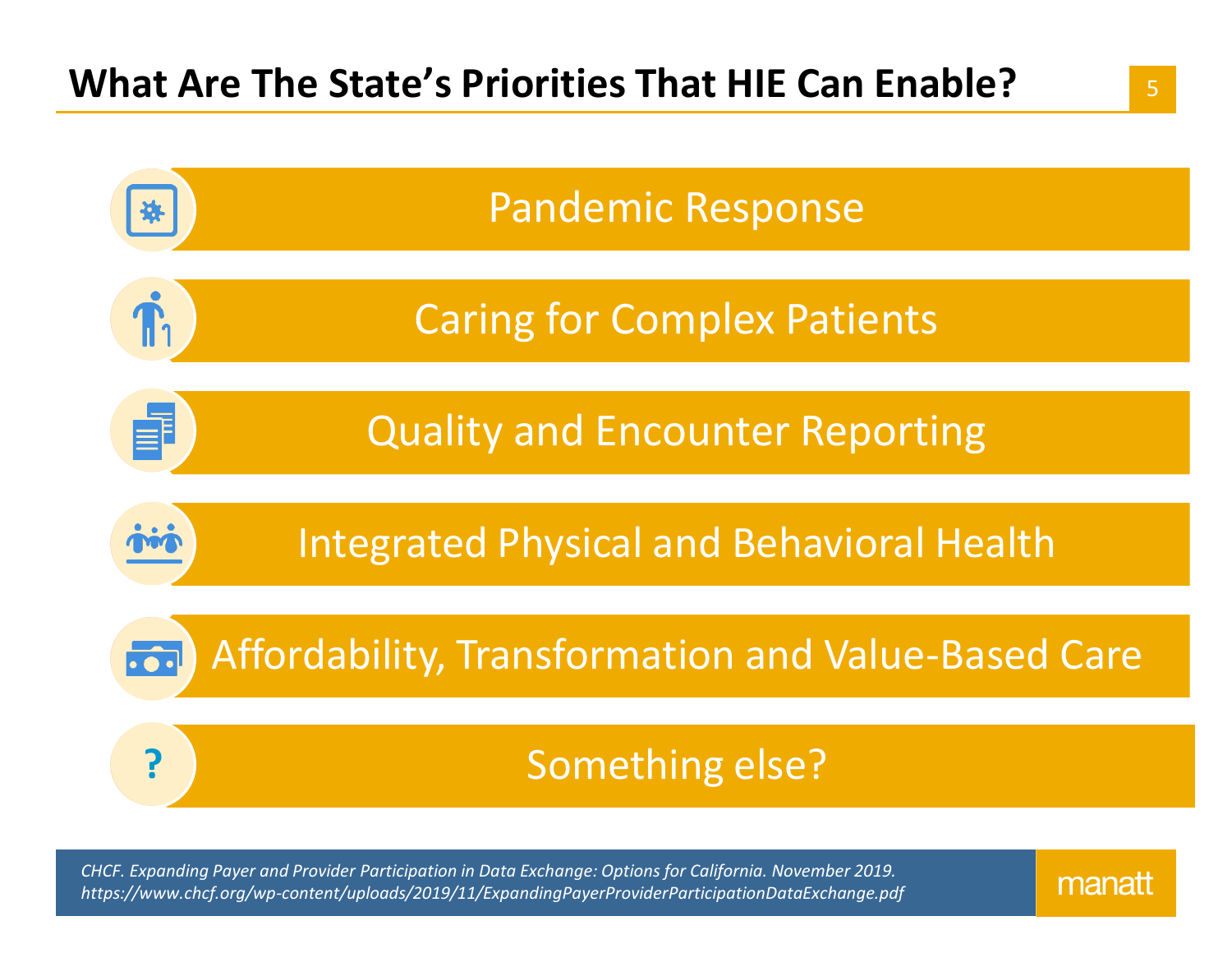# What Are The State's Priorities That HIE Can Enable?

- Pandemic Response
- Caring for Complex Patients
- Quality and Encounter Reporting
- Integrated Physical and Behavioral Health
- Affordability, Transformation and Value-Based Care
- Something else?

*CHCF. Expanding Payer and Provider Participation in Data Exchange: Options for California. November 2019. https://www.chcf.org/wp-content/uploads/2019/11/ExpandingPayerProviderParticipationDataExchange.pdf*

manatt